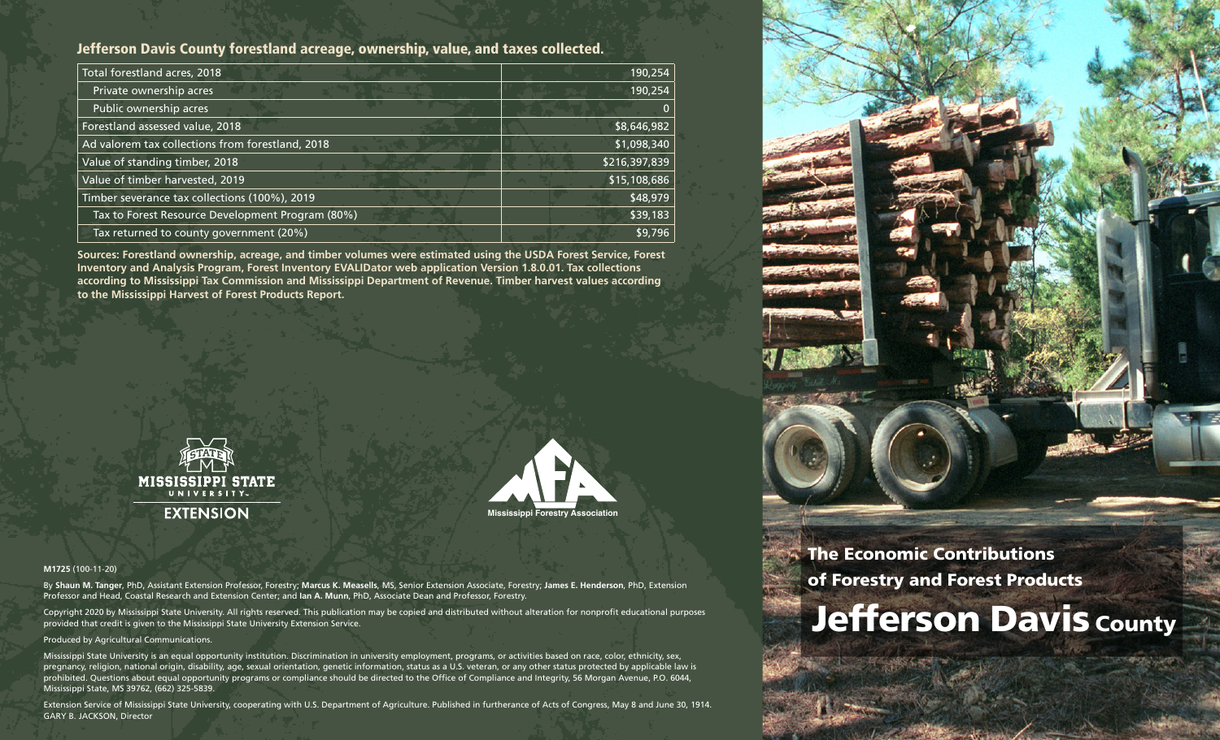## Jefferson Davis County forestland acreage, ownership, value, and taxes collected.

| | |
|---|---|
| Total forestland acres, 2018 | 190,254 |
| Private ownership acres | 190,254 |
| Public ownership acres | 0 |
| Forestland assessed value, 2018 | $8,646,982 |
| Ad valorem tax collections from forestland, 2018 | $1,098,340 |
| Value of standing timber, 2018 | $216,397,839 |
| Value of timber harvested, 2019 | $15,108,686 |
| Timber severance tax collections (100%), 2019 | $48,979 |
| Tax to Forest Resource Development Program (80%) | $39,183 |
| Tax returned to county government (20%) | $9,796 |

**Sources: Forestland ownership, acreage, and timber volumes were estimated using the USDA Forest Service, Forest Inventory and Analysis Program, Forest Inventory EVALIDator web application Version 1.8.0.01. Tax collections according to Mississippi Tax Commission and Mississippi Department of Revenue. Timber harvest values according to the Mississippi Harvest of Forest Products Report.**

MISSISSIPPI STATE UNIVERSITY EXTENSION

Mississippi Forestry Association

**M1725** (100-11-20)

By **Shaun M. Tanger**, PhD, Assistant Extension Professor, Forestry; **Marcus K. Measells**, MS, Senior Extension Associate, Forestry; **James E. Henderson**, PhD, Extension Professor and Head, Coastal Research and Extension Center; and **Ian A. Munn**, PhD, Associate Dean and Professor, Forestry.

Copyright 2020 by Mississippi State University. All rights reserved. This publication may be copied and distributed without alteration for nonprofit educational purposes provided that credit is given to the Mississippi State University Extension Service.

Produced by Agricultural Communications.

Mississippi State University is an equal opportunity institution. Discrimination in university employment, programs, or activities based on race, color, ethnicity, sex, pregnancy, religion, national origin, disability, age, sexual orientation, genetic information, status as a U.S. veteran, or any other status protected by applicable law is prohibited. Questions about equal opportunity programs or compliance should be directed to the Office of Compliance and Integrity, 56 Morgan Avenue, P.O. 6044, Mississippi State, MS 39762, (662) 325-5839.

Extension Service of Mississippi State University, cooperating with U.S. Department of Agriculture. Published in furtherance of Acts of Congress, May 8 and June 30, 1914. GARY B. JACKSON, Director

# The Economic Contributions of Forestry and Forest Products

# Jefferson Davis County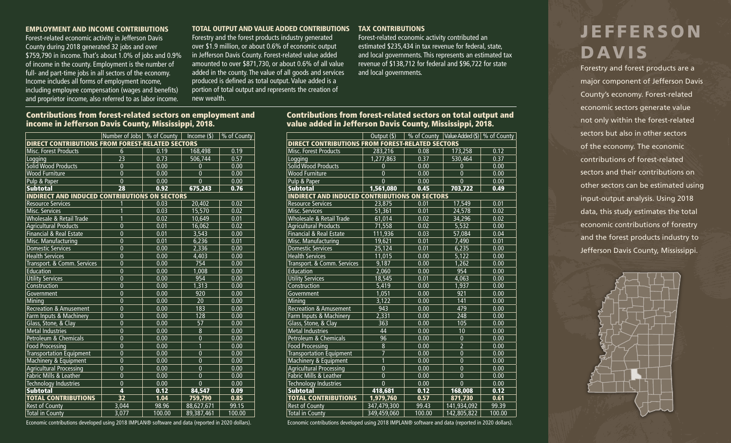# JEFFERSON DAVIS

Forestry and forest products are a major component of Jefferson Davis County's economy. Forest-related economic sectors generate value not only within the forest-related sectors but also in other sectors of the economy. The economic contributions of forest-related sectors and their contributions on other sectors can be estimated using input-output analysis. Using 2018 data, this study estimates the total economic contributions of forestry and the forest products industry to Jefferson Davis County, Mississippi.

### EMPLOYMENT AND INCOME CONTRIBUTIONS

Forest-related economic activity in Jefferson Davis County during 2018 generated 32 jobs and over $759,790 in income. That's about 1.0% of jobs and 0.9% of income in the county. Employment is the number of full- and part-time jobs in all sectors of the economy. Income includes all forms of employment income, including employee compensation (wages and benefits) and proprietor income, also referred to as labor income.

### TOTAL OUTPUT AND VALUE ADDED CONTRIBUTIONS

Forestry and the forest products industry generated over $1.9 million, or about 0.6% of economic output in Jefferson Davis County. Forest-related value added amounted to over $871,730, or about 0.6% of all value added in the county. The value of all goods and services produced is defined as total output. Value added is a portion of total output and represents the creation of new wealth.

### TAX CONTRIBUTIONS

Forest-related economic activity contributed an estimated $235,434 in tax revenue for federal, state, and local governments. This represents an estimated tax revenue of $138,712 for federal and $96,722 for state and local governments.

## Contributions from forest-related sectors on employment and income in Jefferson Davis County, Mississippi, 2018.

| | Number of Jobs | % of County | Income ($) | % of County |
|---|---|---|---|---|
| **DIRECT CONTRIBUTIONS FROM FOREST-RELATED SECTORS** | | | | |
| Misc. Forest Products | 6 | 0.19 | 168,498 | 0.19 |
| Logging | 23 | 0.73 | 506,744 | 0.57 |
| Solid Wood Products | 0 | 0.00 | 0 | 0.00 |
| Wood Furniture | 0 | 0.00 | 0 | 0.00 |
| Pulp & Paper | 0 | 0.00 | 0 | 0.00 |
| **Subtotal** | **28** | **0.92** | **675,243** | **0.76** |
| **INDIRECT AND INDUCED CONTRIBUTIONS ON SECTORS** | | | | |
| Resource Services | 1 | 0.03 | 20,402 | 0.02 |
| Misc. Services | 1 | 0.03 | 15,570 | 0.02 |
| Wholesale & Retail Trade | 1 | 0.02 | 10,649 | 0.01 |
| Agricultural Products | 0 | 0.01 | 16,062 | 0.02 |
| Financial & Real Estate | 0 | 0.01 | 3,543 | 0.00 |
| Misc. Manufacturing | 0 | 0.01 | 6,236 | 0.01 |
| Domestic Services | 0 | 0.00 | 2,336 | 0.00 |
| Health Services | 0 | 0.00 | 4,403 | 0.00 |
| Transport. & Comm. Services | 0 | 0.00 | 754 | 0.00 |
| Education | 0 | 0.00 | 1,008 | 0.00 |
| Utility Services | 0 | 0.00 | 954 | 0.00 |
| Construction | 0 | 0.00 | 1,313 | 0.00 |
| Government | 0 | 0.00 | 920 | 0.00 |
| Mining | 0 | 0.00 | 20 | 0.00 |
| Recreation & Amusement | 0 | 0.00 | 183 | 0.00 |
| Farm Inputs & Machinery | 0 | 0.00 | 128 | 0.00 |
| Glass, Stone, & Clay | 0 | 0.00 | 57 | 0.00 |
| Metal Industries | 0 | 0.00 | 8 | 0.00 |
| Petroleum & Chemicals | 0 | 0.00 | 0 | 0.00 |
| Food Processing | 0 | 0.00 | 1 | 0.00 |
| Transportation Equipment | 0 | 0.00 | 0 | 0.00 |
| Machinery & Equipment | 0 | 0.00 | 0 | 0.00 |
| Agricultural Processing | 0 | 0.00 | 0 | 0.00 |
| Fabric Mills & Leather | 0 | 0.00 | 0 | 0.00 |
| Technology Industries | 0 | 0.00 | 0 | 0.00 |
| **Subtotal** | **4** | **0.12** | **84,547** | **0.09** |
| **TOTAL CONTRIBUTIONS** | **32** | **1.04** | **759,790** | **0.85** |
| Rest of County | 3,044 | 98.96 | 88,627,671 | 99.15 |
| Total in County | 3,077 | 100.00 | 89,387,461 | 100.00 |

Economic contributions developed using 2018 IMPLAN® software and data (reported in 2020 dollars).

## Contributions from forest-related sectors on total output and value added in Jefferson Davis County, Mississippi, 2018.

| | Output ($) | % of County | Value Added ($) | % of County |
|---|---|---|---|---|
| **DIRECT CONTRIBUTIONS FROM FOREST-RELATED SECTORS** | | | | |
| Misc. Forest Products | 283,216 | 0.08 | 173,258 | 0.12 |
| Logging | 1,277,863 | 0.37 | 530,464 | 0.37 |
| Solid Wood Products | 0 | 0.00 | 0 | 0.00 |
| Wood Furniture | 0 | 0.00 | 0 | 0.00 |
| Pulp & Paper | 0 | 0.00 | 0 | 0.00 |
| **Subtotal** | **1,561,080** | **0.45** | **703,722** | **0.49** |
| **INDIRECT AND INDUCED CONTRIBUTIONS ON SECTORS** | | | | |
| Resource Services | 23,875 | 0.01 | 17,549 | 0.01 |
| Misc. Services | 51,361 | 0.01 | 24,578 | 0.02 |
| Wholesale & Retail Trade | 61,014 | 0.02 | 34,296 | 0.02 |
| Agricultural Products | 71,558 | 0.02 | 5,532 | 0.00 |
| Financial & Real Estate | 111,936 | 0.03 | 57,084 | 0.04 |
| Misc. Manufacturing | 19,621 | 0.01 | 7,490 | 0.01 |
| Domestic Services | 25,124 | 0.01 | 6,235 | 0.00 |
| Health Services | 11,015 | 0.00 | 5,122 | 0.00 |
| Transport. & Comm. Services | 9,187 | 0.00 | 1,262 | 0.00 |
| Education | 2,060 | 0.00 | 954 | 0.00 |
| Utility Services | 18,545 | 0.01 | 4,063 | 0.00 |
| Construction | 5,419 | 0.00 | 1,937 | 0.00 |
| Government | 1,051 | 0.00 | 921 | 0.00 |
| Mining | 3,122 | 0.00 | 141 | 0.00 |
| Recreation & Amusement | 943 | 0.00 | 479 | 0.00 |
| Farm Inputs & Machinery | 2,331 | 0.00 | 248 | 0.00 |
| Glass, Stone, & Clay | 363 | 0.00 | 105 | 0.00 |
| Metal Industries | 44 | 0.00 | 10 | 0.00 |
| Petroleum & Chemicals | 96 | 0.00 | 0 | 0.00 |
| Food Processing | 8 | 0.00 | 2 | 0.00 |
| Transportation Equipment | 7 | 0.00 | 0 | 0.00 |
| Machinery & Equipment | 1 | 0.00 | 0 | 0.00 |
| Agricultural Processing | 0 | 0.00 | 0 | 0.00 |
| Fabric Mills & Leather | 0 | 0.00 | 0 | 0.00 |
| Technology Industries | 0 | 0.00 | 0 | 0.00 |
| **Subtotal** | **418,681** | **0.12** | **168,008** | **0.12** |
| **TOTAL CONTRIBUTIONS** | **1,979,760** | **0.57** | **871,730** | **0.61** |
| Rest of County | 347,479,300 | 99.43 | 141,934,092 | 99.39 |
| Total in County | 349,459,060 | 100.00 | 142,805,822 | 100.00 |

Economic contributions developed using 2018 IMPLAN® software and data (reported in 2020 dollars).